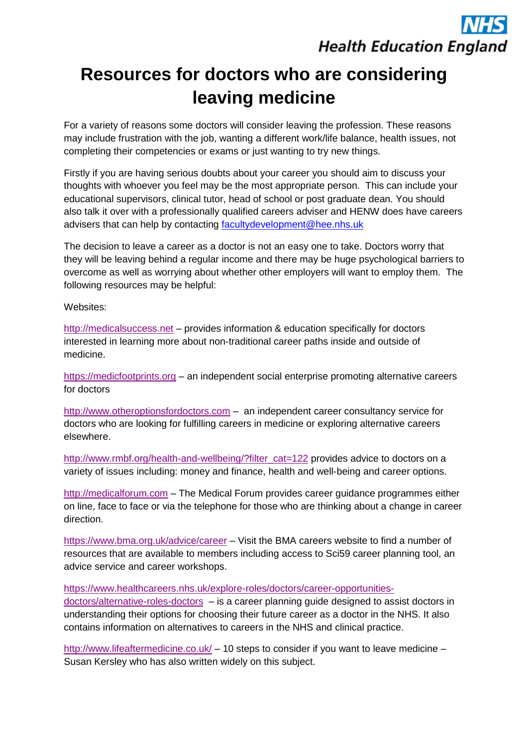NHS Health Education England

# Resources for doctors who are considering leaving medicine

For a variety of reasons some doctors will consider leaving the profession. These reasons may include frustration with the job, wanting a different work/life balance, health issues, not completing their competencies or exams or just wanting to try new things.

Firstly if you are having serious doubts about your career you should aim to discuss your thoughts with whoever you feel may be the most appropriate person. This can include your educational supervisors, clinical tutor, head of school or post graduate dean. You should also talk it over with a professionally qualified careers adviser and HENW does have careers advisers that can help by contacting facultydevelopment@hee.nhs.uk

The decision to leave a career as a doctor is not an easy one to take. Doctors worry that they will be leaving behind a regular income and there may be huge psychological barriers to overcome as well as worrying about whether other employers will want to employ them. The following resources may be helpful:

Websites:

http://medicalsuccess.net – provides information & education specifically for doctors interested in learning more about non-traditional career paths inside and outside of medicine.

https://medicfootprints.org – an independent social enterprise promoting alternative careers for doctors

http://www.otheroptionsfordoctors.com – an independent career consultancy service for doctors who are looking for fulfilling careers in medicine or exploring alternative careers elsewhere.

http://www.rmbf.org/health-and-wellbeing/?filter_cat=122 provides advice to doctors on a variety of issues including: money and finance, health and well-being and career options.

http://medicalforum.com – The Medical Forum provides career guidance programmes either on line, face to face or via the telephone for those who are thinking about a change in career direction.

https://www.bma.org.uk/advice/career – Visit the BMA careers website to find a number of resources that are available to members including access to Sci59 career planning tool, an advice service and career workshops.

https://www.healthcareers.nhs.uk/explore-roles/doctors/career-opportunities-doctors/alternative-roles-doctors – is a career planning guide designed to assist doctors in understanding their options for choosing their future career as a doctor in the NHS. It also contains information on alternatives to careers in the NHS and clinical practice.

http://www.lifeaftermedicine.co.uk/ – 10 steps to consider if you want to leave medicine – Susan Kersley who has also written widely on this subject.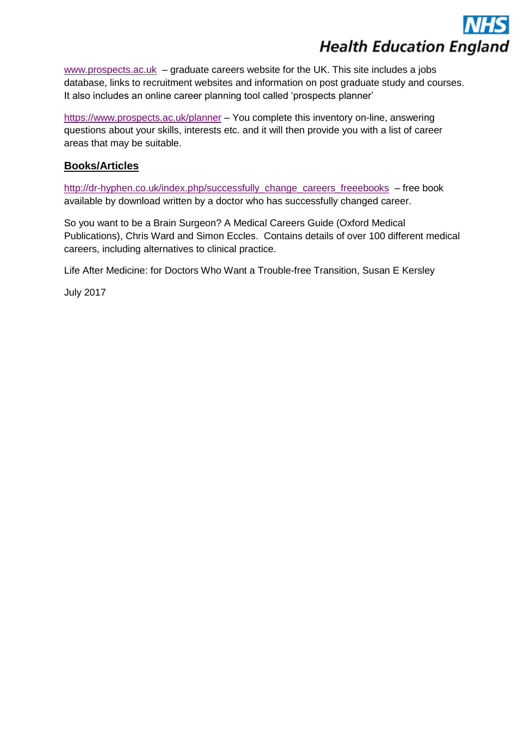www.prospects.ac.uk – graduate careers website for the UK. This site includes a jobs database, links to recruitment websites and information on post graduate study and courses. It also includes an online career planning tool called 'prospects planner'

https://www.prospects.ac.uk/planner – You complete this inventory on-line, answering questions about your skills, interests etc. and it will then provide you with a list of career areas that may be suitable.

## Books/Articles

http://dr-hyphen.co.uk/index.php/successfully_change_careers_freeebooks – free book available by download written by a doctor who has successfully changed career.

So you want to be a Brain Surgeon? A Medical Careers Guide (Oxford Medical Publications), Chris Ward and Simon Eccles. Contains details of over 100 different medical careers, including alternatives to clinical practice.

Life After Medicine: for Doctors Who Want a Trouble-free Transition, Susan E Kersley

July 2017